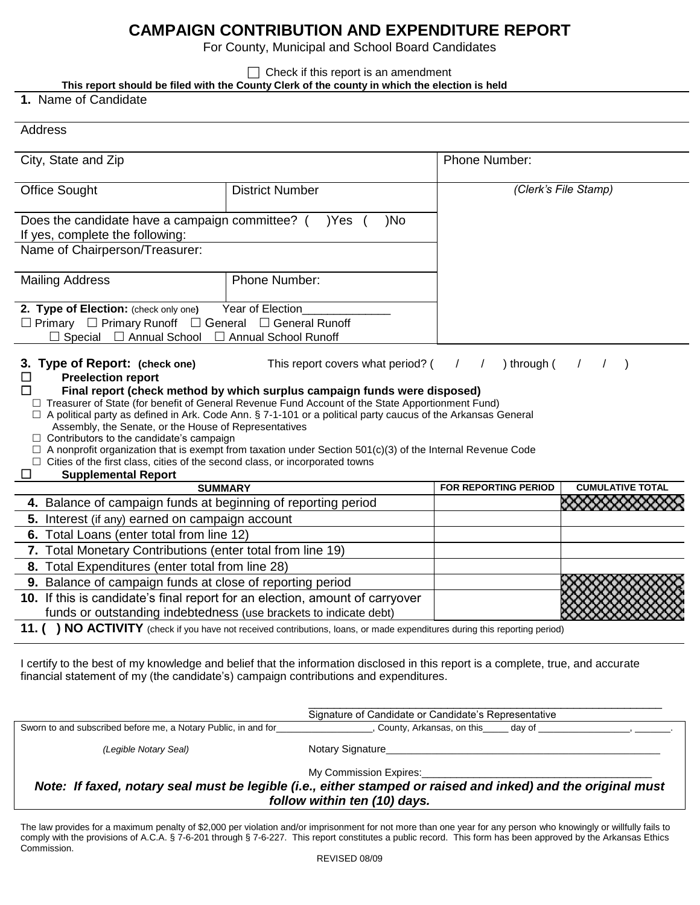# CAMPAIGN CONTRIBUTION AND EXPENDITURE REPORT

For County, Municipal and School Board Candidates

☐ Check if this report is an amendment

**This report should be filed with the County Clerk of the county in which the election is held**

**1.** Name of Candidate

Address

| City, State and Zip | | Phone Number: |
|---|---|---|
| Office Sought | District Number | *(Clerk's File Stamp)* |
| Does the candidate have a campaign committee? (   )Yes (   )No<br>If yes, complete the following: | | |
| Name of Chairperson/Treasurer: | | |
| Mailing Address | Phone Number: | |
| **2. Type of Election:** (check only one) Year of Election_____________<br>☐ Primary ☐ Primary Runoff ☐ General ☐ General Runoff<br>☐ Special ☐ Annual School ☐ Annual School Runoff | | |

**3. Type of Report: (check one)** This report covers what period? (   /   /   ) through (   /   /   )

☐ **Preelection report**

☐ **Final report (check method by which surplus campaign funds were disposed)**

- ☐ Treasurer of State (for benefit of General Revenue Fund Account of the State Apportionment Fund)
- ☐ A political party as defined in Ark. Code Ann. § 7-1-101 or a political party caucus of the Arkansas General Assembly, the Senate, or the House of Representatives
- ☐ Contributors to the candidate's campaign
- ☐ A nonprofit organization that is exempt from taxation under Section 501(c)(3) of the Internal Revenue Code
- ☐ Cities of the first class, cities of the second class, or incorporated towns

☐ **Supplemental Report**

| SUMMARY | FOR REPORTING PERIOD | CUMULATIVE TOTAL |
|---|---|---|
| **4.** Balance of campaign funds at beginning of reporting period | | |
| **5.** Interest (if any) earned on campaign account | | |
| **6.** Total Loans (enter total from line 12) | | |
| **7.** Total Monetary Contributions (enter total from line 19) | | |
| **8.** Total Expenditures (enter total from line 28) | | |
| **9.** Balance of campaign funds at close of reporting period | | |
| **10.** If this is candidate's final report for an election, amount of carryover funds or outstanding indebtedness (use brackets to indicate debt) | | |

**11. (   ) NO ACTIVITY** (check if you have not received contributions, loans, or made expenditures during this reporting period)

I certify to the best of my knowledge and belief that the information disclosed in this report is a complete, true, and accurate financial statement of my (the candidate's) campaign contributions and expenditures.

_______________________________________________
Signature of Candidate or Candidate's Representative

Sworn to and subscribed before me, a Notary Public, in and for__________________, County, Arkansas, on this_____ day of _________________, _______.

*(Legible Notary Seal)* Notary Signature_______________________________________________

My Commission Expires:_______________________________________

***Note: If faxed, notary seal must be legible (i.e., either stamped or raised and inked) and the original must follow within ten (10) days.***

The law provides for a maximum penalty of $2,000 per violation and/or imprisonment for not more than one year for any person who knowingly or willfully fails to comply with the provisions of A.C.A. § 7-6-201 through § 7-6-227. This report constitutes a public record. This form has been approved by the Arkansas Ethics Commission.

REVISED 08/09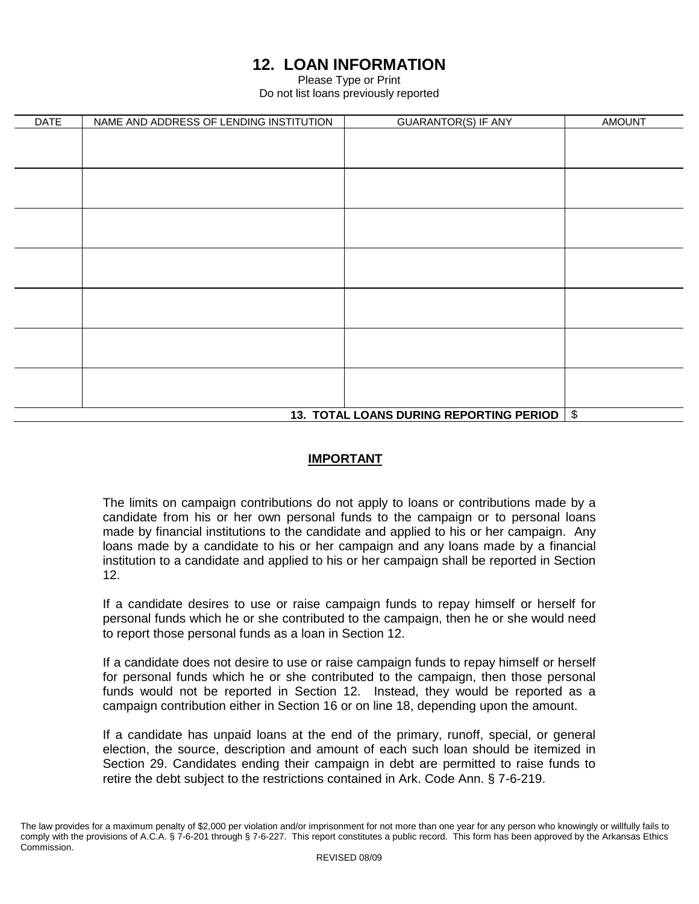## 12. LOAN INFORMATION

Please Type or Print
Do not list loans previously reported

| DATE | NAME AND ADDRESS OF LENDING INSTITUTION | GUARANTOR(S) IF ANY | AMOUNT |
|---|---|---|---|
| | | | |
| | | | |
| | | | |
| | | | |
| | | | |
| | | | |
| | | | |
| | | **13. TOTAL LOANS DURING REPORTING PERIOD** | $ |

### IMPORTANT

The limits on campaign contributions do not apply to loans or contributions made by a candidate from his or her own personal funds to the campaign or to personal loans made by financial institutions to the candidate and applied to his or her campaign. Any loans made by a candidate to his or her campaign and any loans made by a financial institution to a candidate and applied to his or her campaign shall be reported in Section 12.

If a candidate desires to use or raise campaign funds to repay himself or herself for personal funds which he or she contributed to the campaign, then he or she would need to report those personal funds as a loan in Section 12.

If a candidate does not desire to use or raise campaign funds to repay himself or herself for personal funds which he or she contributed to the campaign, then those personal funds would not be reported in Section 12. Instead, they would be reported as a campaign contribution either in Section 16 or on line 18, depending upon the amount.

If a candidate has unpaid loans at the end of the primary, runoff, special, or general election, the source, description and amount of each such loan should be itemized in Section 29. Candidates ending their campaign in debt are permitted to raise funds to retire the debt subject to the restrictions contained in Ark. Code Ann. § 7-6-219.

The law provides for a maximum penalty of $2,000 per violation and/or imprisonment for not more than one year for any person who knowingly or willfully fails to comply with the provisions of A.C.A. § 7-6-201 through § 7-6-227. This report constitutes a public record. This form has been approved by the Arkansas Ethics Commission.

REVISED 08/09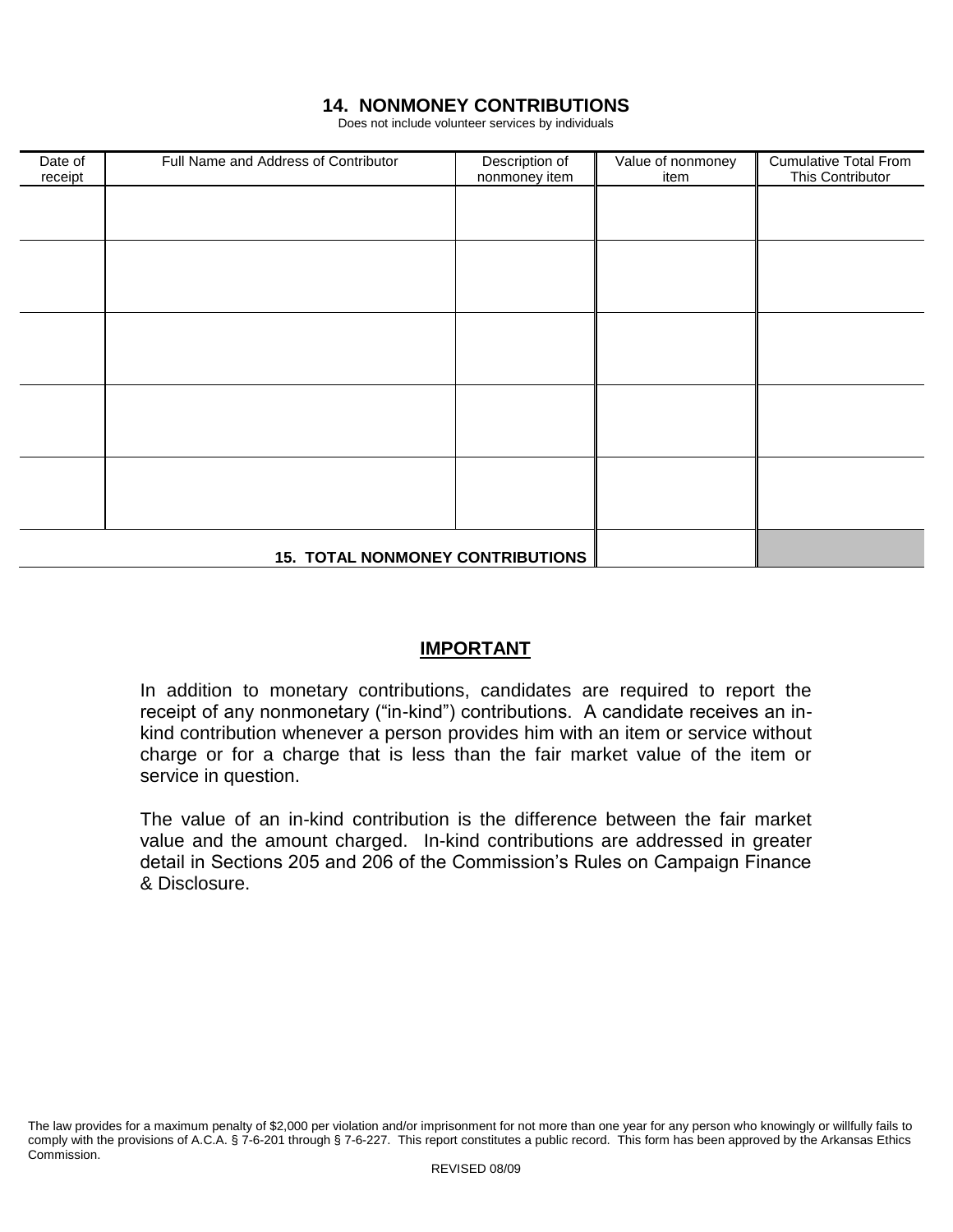## 14. NONMONEY CONTRIBUTIONS

Does not include volunteer services by individuals

| Date of receipt | Full Name and Address of Contributor | Description of nonmoney item | Value of nonmoney item | Cumulative Total From This Contributor |
|---|---|---|---|---|
| | | | | |
| | | | | |
| | | | | |
| | | | | |
| | | | | |
| | | **15. TOTAL NONMONEY CONTRIBUTIONS** | | |

### IMPORTANT

In addition to monetary contributions, candidates are required to report the receipt of any nonmonetary ("in-kind") contributions. A candidate receives an in-kind contribution whenever a person provides him with an item or service without charge or for a charge that is less than the fair market value of the item or service in question.

The value of an in-kind contribution is the difference between the fair market value and the amount charged. In-kind contributions are addressed in greater detail in Sections 205 and 206 of the Commission's Rules on Campaign Finance & Disclosure.

The law provides for a maximum penalty of $2,000 per violation and/or imprisonment for not more than one year for any person who knowingly or willfully fails to comply with the provisions of A.C.A. § 7-6-201 through § 7-6-227. This report constitutes a public record. This form has been approved by the Arkansas Ethics Commission.

REVISED 08/09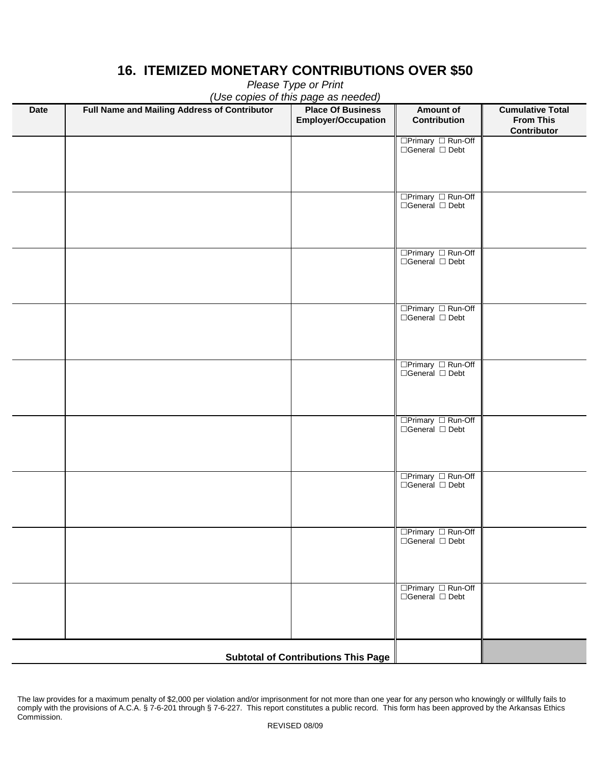# 16. ITEMIZED MONETARY CONTRIBUTIONS OVER $50

*Please Type or Print*

*(Use copies of this page as needed)*

| Date | Full Name and Mailing Address of Contributor | Place Of Business Employer/Occupation | Amount of Contribution | Cumulative Total From This Contributor |
|---|---|---|---|---|
| | | | ☐Primary ☐ Run-Off ☐General ☐ Debt | |
| | | | ☐Primary ☐ Run-Off ☐General ☐ Debt | |
| | | | ☐Primary ☐ Run-Off ☐General ☐ Debt | |
| | | | ☐Primary ☐ Run-Off ☐General ☐ Debt | |
| | | | ☐Primary ☐ Run-Off ☐General ☐ Debt | |
| | | | ☐Primary ☐ Run-Off ☐General ☐ Debt | |
| | | | ☐Primary ☐ Run-Off ☐General ☐ Debt | |
| | | | ☐Primary ☐ Run-Off ☐General ☐ Debt | |
| | | | ☐Primary ☐ Run-Off ☐General ☐ Debt | |
| | | **Subtotal of Contributions This Page** | | |

The law provides for a maximum penalty of $2,000 per violation and/or imprisonment for not more than one year for any person who knowingly or willfully fails to comply with the provisions of A.C.A. § 7-6-201 through § 7-6-227. This report constitutes a public record. This form has been approved by the Arkansas Ethics Commission.

REVISED 08/09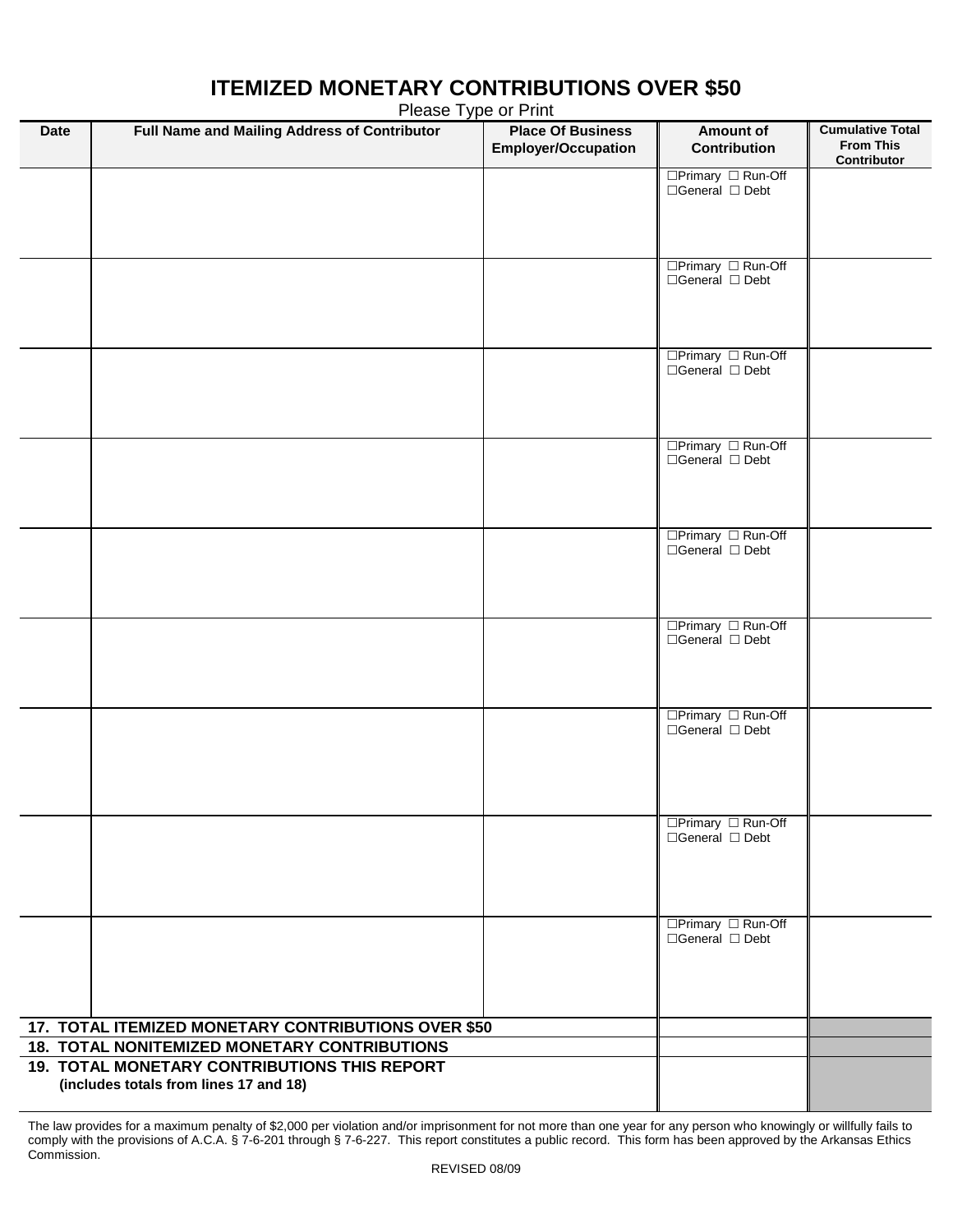# ITEMIZED MONETARY CONTRIBUTIONS OVER $50

Please Type or Print

| Date | Full Name and Mailing Address of Contributor | Place Of Business Employer/Occupation | Amount of Contribution | Cumulative Total From This Contributor |
|---|---|---|---|---|
| | | | ☐Primary ☐ Run-Off ☐General ☐ Debt | |
| | | | ☐Primary ☐ Run-Off ☐General ☐ Debt | |
| | | | ☐Primary ☐ Run-Off ☐General ☐ Debt | |
| | | | ☐Primary ☐ Run-Off ☐General ☐ Debt | |
| | | | ☐Primary ☐ Run-Off ☐General ☐ Debt | |
| | | | ☐Primary ☐ Run-Off ☐General ☐ Debt | |
| | | | ☐Primary ☐ Run-Off ☐General ☐ Debt | |
| | | | ☐Primary ☐ Run-Off ☐General ☐ Debt | |
| | | | ☐Primary ☐ Run-Off ☐General ☐ Debt | |
| **17. TOTAL ITEMIZED MONETARY CONTRIBUTIONS OVER $50** | | | | |
| **18. TOTAL NONITEMIZED MONETARY CONTRIBUTIONS** | | | | |
| **19. TOTAL MONETARY CONTRIBUTIONS THIS REPORT (includes totals from lines 17 and 18)** | | | | |

The law provides for a maximum penalty of $2,000 per violation and/or imprisonment for not more than one year for any person who knowingly or willfully fails to comply with the provisions of A.C.A. § 7-6-201 through § 7-6-227. This report constitutes a public record. This form has been approved by the Arkansas Ethics Commission.

REVISED 08/09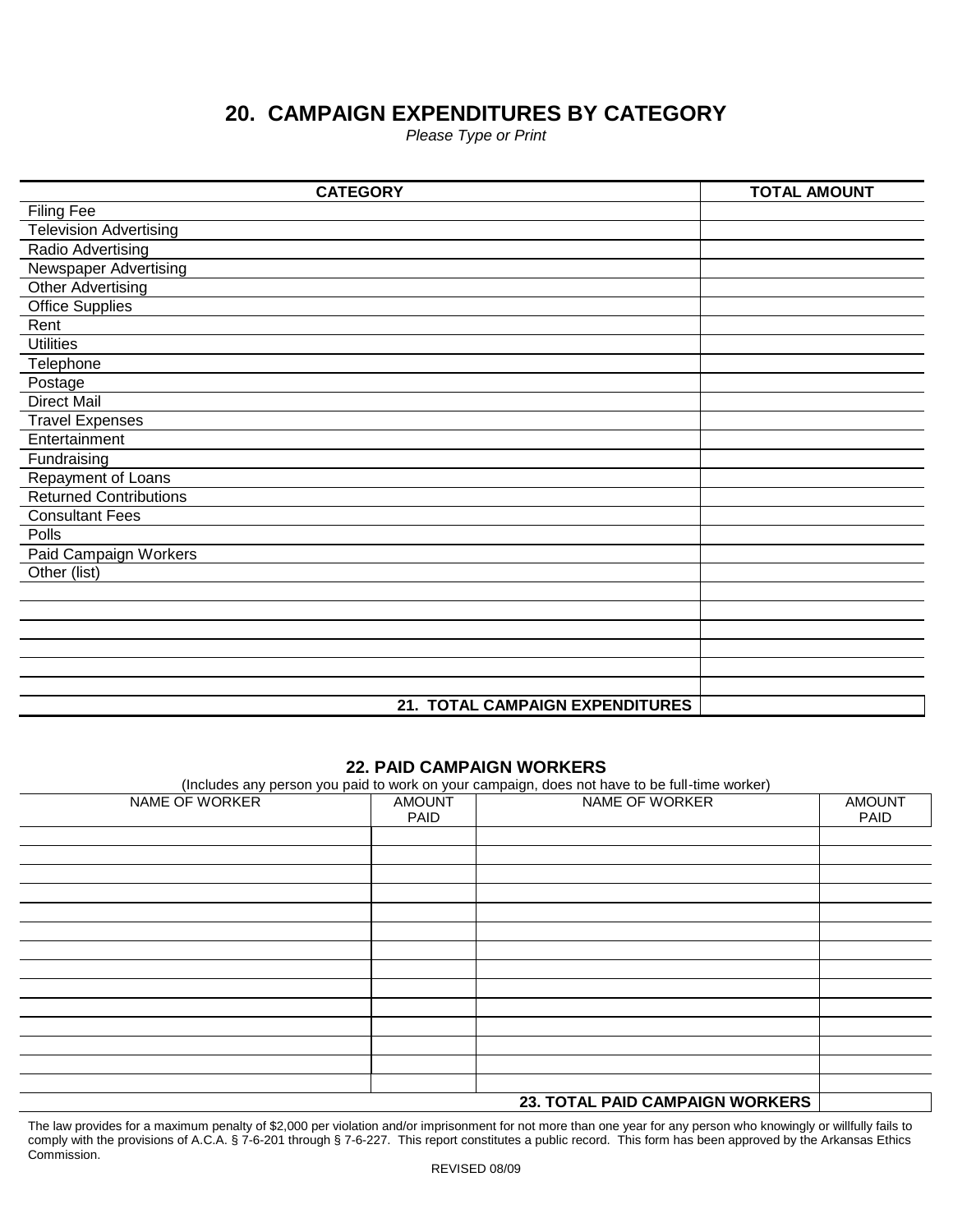# 20. CAMPAIGN EXPENDITURES BY CATEGORY

*Please Type or Print*

| CATEGORY | TOTAL AMOUNT |
|---|---|
| Filing Fee | |
| Television Advertising | |
| Radio Advertising | |
| Newspaper Advertising | |
| Other Advertising | |
| Office Supplies | |
| Rent | |
| Utilities | |
| Telephone | |
| Postage | |
| Direct Mail | |
| Travel Expenses | |
| Entertainment | |
| Fundraising | |
| Repayment of Loans | |
| Returned Contributions | |
| Consultant Fees | |
| Polls | |
| Paid Campaign Workers | |
| Other (list) | |
| | |
| | |
| | |
| | |
| | |
| | |
| **21. TOTAL CAMPAIGN EXPENDITURES** | |

## 22. PAID CAMPAIGN WORKERS

(Includes any person you paid to work on your campaign, does not have to be full-time worker)

| NAME OF WORKER | AMOUNT PAID | NAME OF WORKER | AMOUNT PAID |
|---|---|---|---|
| | | | |
| | | | |
| | | | |
| | | | |
| | | | |
| | | | |
| | | | |
| | | | |
| | | | |
| | | | |
| | | | |
| | | | |
| | | | |
| | | | |
| | | **23. TOTAL PAID CAMPAIGN WORKERS** | |

The law provides for a maximum penalty of $2,000 per violation and/or imprisonment for not more than one year for any person who knowingly or willfully fails to comply with the provisions of A.C.A. § 7-6-201 through § 7-6-227. This report constitutes a public record. This form has been approved by the Arkansas Ethics Commission.

REVISED 08/09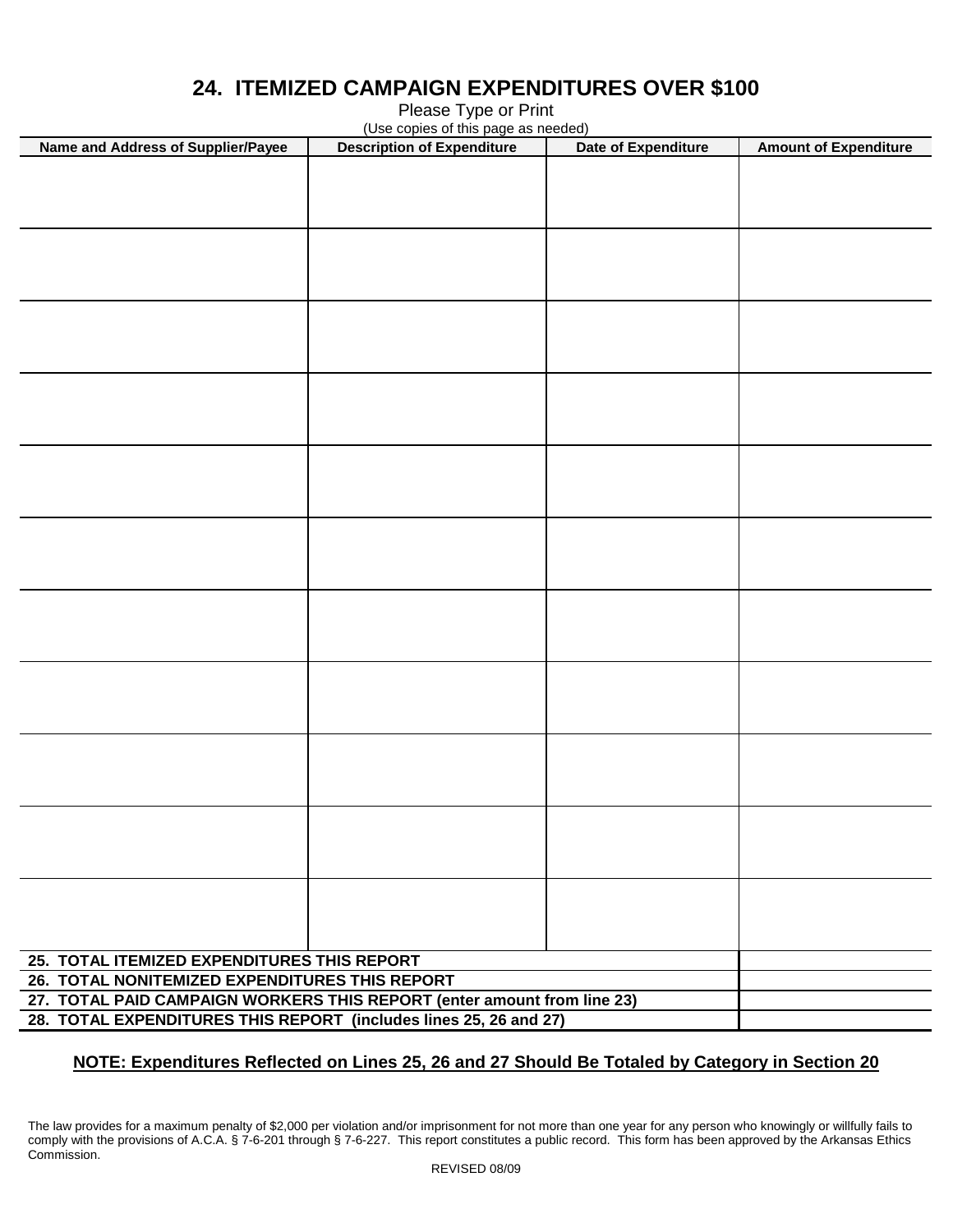# 24. ITEMIZED CAMPAIGN EXPENDITURES OVER $100

Please Type or Print

(Use copies of this page as needed)

| Name and Address of Supplier/Payee | Description of Expenditure | Date of Expenditure | Amount of Expenditure |
|---|---|---|---|
| | | | |
| | | | |
| | | | |
| | | | |
| | | | |
| | | | |
| | | | |
| | | | |
| | | | |
| | | | |
| | | | |
| **25. TOTAL ITEMIZED EXPENDITURES THIS REPORT** | | | |
| **26. TOTAL NONITEMIZED EXPENDITURES THIS REPORT** | | | |
| **27. TOTAL PAID CAMPAIGN WORKERS THIS REPORT (enter amount from line 23)** | | | |
| **28. TOTAL EXPENDITURES THIS REPORT (includes lines 25, 26 and 27)** | | | |

**NOTE: Expenditures Reflected on Lines 25, 26 and 27 Should Be Totaled by Category in Section 20**

The law provides for a maximum penalty of $2,000 per violation and/or imprisonment for not more than one year for any person who knowingly or willfully fails to comply with the provisions of A.C.A. § 7-6-201 through § 7-6-227. This report constitutes a public record. This form has been approved by the Arkansas Ethics Commission.

REVISED 08/09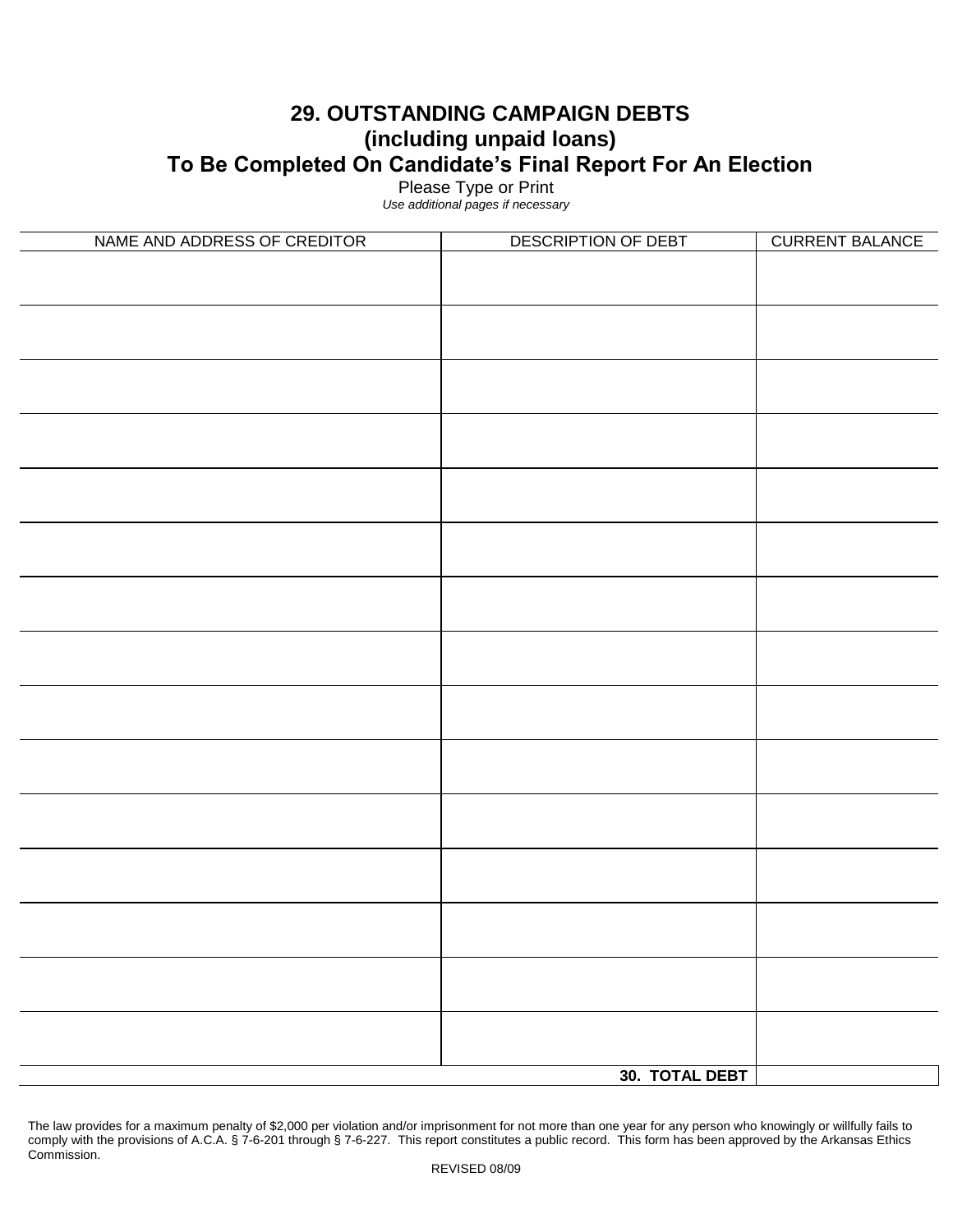# 29. OUTSTANDING CAMPAIGN DEBTS
# (including unpaid loans)
# To Be Completed On Candidate's Final Report For An Election

Please Type or Print

*Use additional pages if necessary*

| NAME AND ADDRESS OF CREDITOR | DESCRIPTION OF DEBT | CURRENT BALANCE |
|---|---|---|
| | | |
| | | |
| | | |
| | | |
| | | |
| | | |
| | | |
| | | |
| | | |
| | | |
| | | |
| | | |
| | | |
| | | |
| | | |
| | **30. TOTAL DEBT** | |

The law provides for a maximum penalty of $2,000 per violation and/or imprisonment for not more than one year for any person who knowingly or willfully fails to comply with the provisions of A.C.A. § 7-6-201 through § 7-6-227. This report constitutes a public record. This form has been approved by the Arkansas Ethics Commission.

REVISED 08/09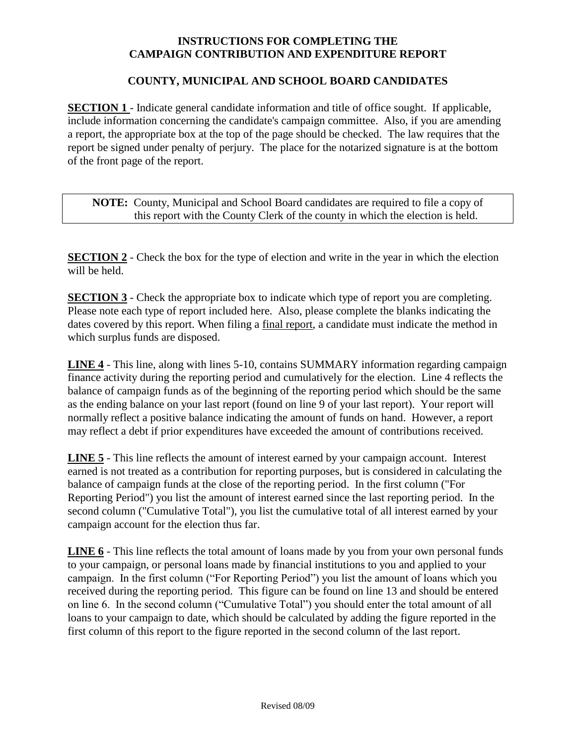# INSTRUCTIONS FOR COMPLETING THE CAMPAIGN CONTRIBUTION AND EXPENDITURE REPORT

## COUNTY, MUNICIPAL AND SCHOOL BOARD CANDIDATES

**SECTION 1** - Indicate general candidate information and title of office sought. If applicable, include information concerning the candidate's campaign committee. Also, if you are amending a report, the appropriate box at the top of the page should be checked. The law requires that the report be signed under penalty of perjury. The place for the notarized signature is at the bottom of the front page of the report.

> **NOTE:** County, Municipal and School Board candidates are required to file a copy of this report with the County Clerk of the county in which the election is held.

**SECTION 2** - Check the box for the type of election and write in the year in which the election will be held.

**SECTION 3** - Check the appropriate box to indicate which type of report you are completing. Please note each type of report included here. Also, please complete the blanks indicating the dates covered by this report. When filing a final report, a candidate must indicate the method in which surplus funds are disposed.

**LINE 4** - This line, along with lines 5-10, contains SUMMARY information regarding campaign finance activity during the reporting period and cumulatively for the election. Line 4 reflects the balance of campaign funds as of the beginning of the reporting period which should be the same as the ending balance on your last report (found on line 9 of your last report). Your report will normally reflect a positive balance indicating the amount of funds on hand. However, a report may reflect a debt if prior expenditures have exceeded the amount of contributions received.

**LINE 5** - This line reflects the amount of interest earned by your campaign account. Interest earned is not treated as a contribution for reporting purposes, but is considered in calculating the balance of campaign funds at the close of the reporting period. In the first column ("For Reporting Period") you list the amount of interest earned since the last reporting period. In the second column ("Cumulative Total"), you list the cumulative total of all interest earned by your campaign account for the election thus far.

**LINE 6** - This line reflects the total amount of loans made by you from your own personal funds to your campaign, or personal loans made by financial institutions to you and applied to your campaign. In the first column ("For Reporting Period") you list the amount of loans which you received during the reporting period. This figure can be found on line 13 and should be entered on line 6. In the second column ("Cumulative Total") you should enter the total amount of all loans to your campaign to date, which should be calculated by adding the figure reported in the first column of this report to the figure reported in the second column of the last report.

Revised 08/09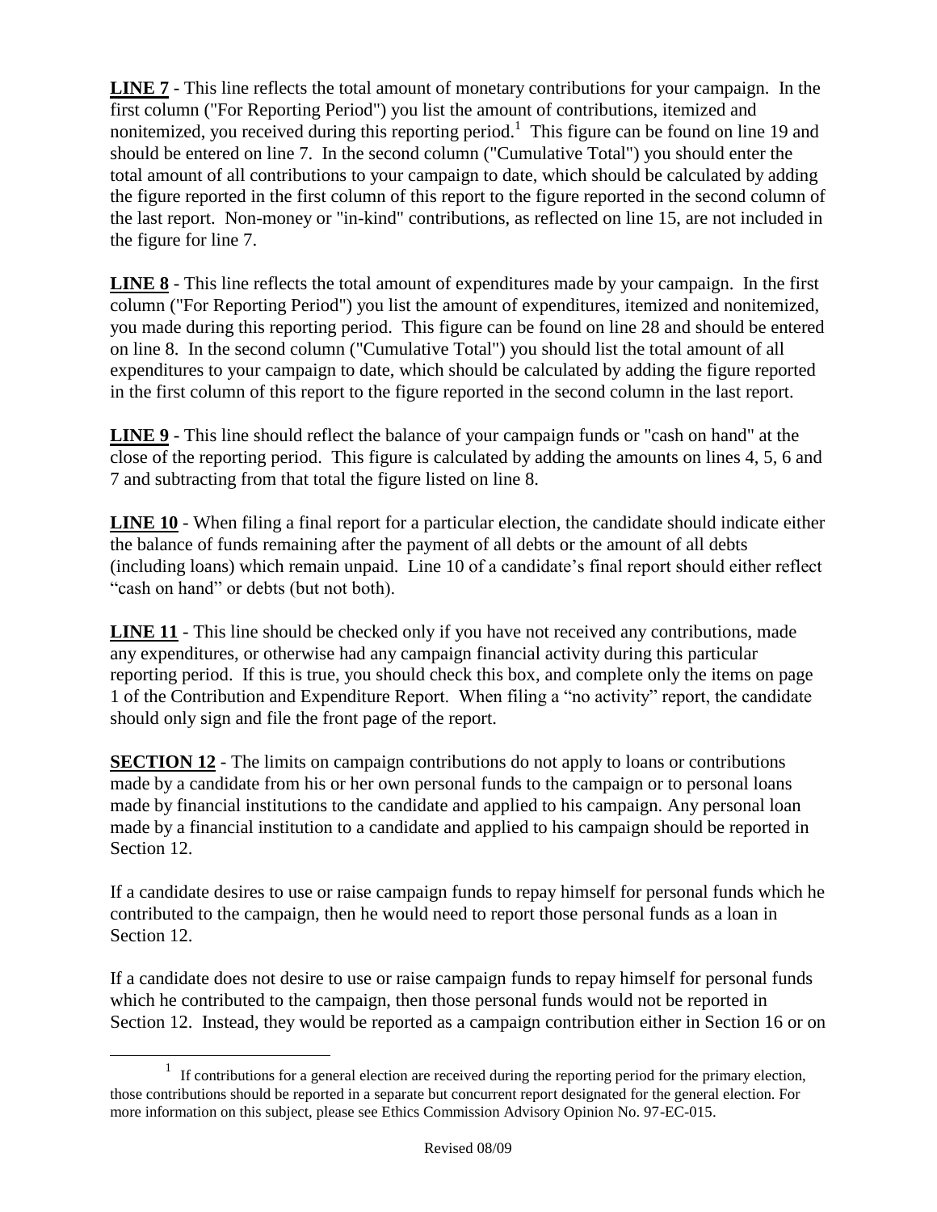**LINE 7** - This line reflects the total amount of monetary contributions for your campaign. In the first column ("For Reporting Period") you list the amount of contributions, itemized and nonitemized, you received during this reporting period.[1] This figure can be found on line 19 and should be entered on line 7. In the second column ("Cumulative Total") you should enter the total amount of all contributions to your campaign to date, which should be calculated by adding the figure reported in the first column of this report to the figure reported in the second column of the last report. Non-money or "in-kind" contributions, as reflected on line 15, are not included in the figure for line 7.

**LINE 8** - This line reflects the total amount of expenditures made by your campaign. In the first column ("For Reporting Period") you list the amount of expenditures, itemized and nonitemized, you made during this reporting period. This figure can be found on line 28 and should be entered on line 8. In the second column ("Cumulative Total") you should list the total amount of all expenditures to your campaign to date, which should be calculated by adding the figure reported in the first column of this report to the figure reported in the second column in the last report.

**LINE 9** - This line should reflect the balance of your campaign funds or "cash on hand" at the close of the reporting period. This figure is calculated by adding the amounts on lines 4, 5, 6 and 7 and subtracting from that total the figure listed on line 8.

**LINE 10** - When filing a final report for a particular election, the candidate should indicate either the balance of funds remaining after the payment of all debts or the amount of all debts (including loans) which remain unpaid. Line 10 of a candidate's final report should either reflect "cash on hand" or debts (but not both).

**LINE 11** - This line should be checked only if you have not received any contributions, made any expenditures, or otherwise had any campaign financial activity during this particular reporting period. If this is true, you should check this box, and complete only the items on page 1 of the Contribution and Expenditure Report. When filing a "no activity" report, the candidate should only sign and file the front page of the report.

**SECTION 12** - The limits on campaign contributions do not apply to loans or contributions made by a candidate from his or her own personal funds to the campaign or to personal loans made by financial institutions to the candidate and applied to his campaign. Any personal loan made by a financial institution to a candidate and applied to his campaign should be reported in Section 12.

If a candidate desires to use or raise campaign funds to repay himself for personal funds which he contributed to the campaign, then he would need to report those personal funds as a loan in Section 12.

If a candidate does not desire to use or raise campaign funds to repay himself for personal funds which he contributed to the campaign, then those personal funds would not be reported in Section 12. Instead, they would be reported as a campaign contribution either in Section 16 or on

---

[1] If contributions for a general election are received during the reporting period for the primary election, those contributions should be reported in a separate but concurrent report designated for the general election. For more information on this subject, please see Ethics Commission Advisory Opinion No. 97-EC-015.

Revised 08/09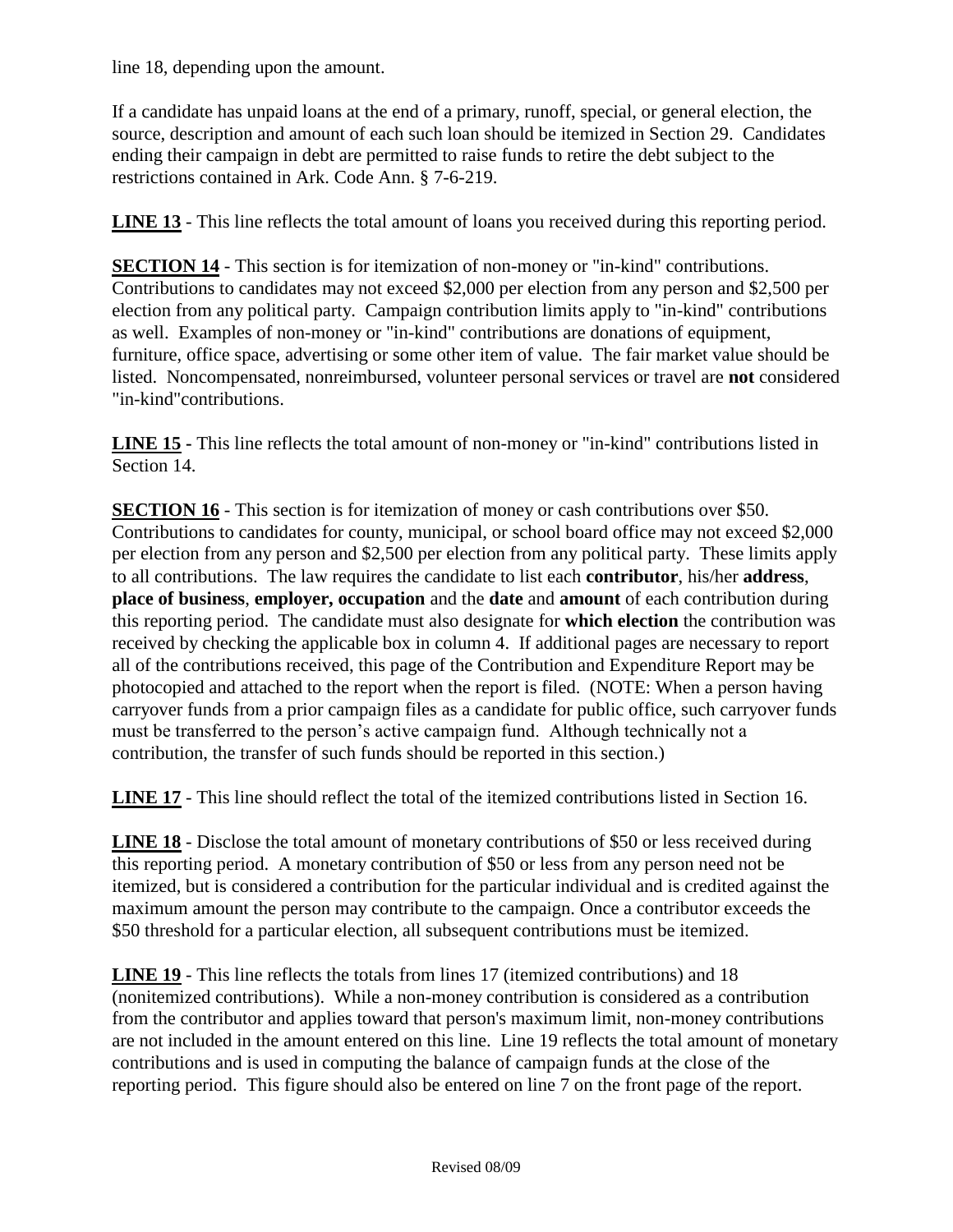line 18, depending upon the amount.

If a candidate has unpaid loans at the end of a primary, runoff, special, or general election, the source, description and amount of each such loan should be itemized in Section 29. Candidates ending their campaign in debt are permitted to raise funds to retire the debt subject to the restrictions contained in Ark. Code Ann. § 7-6-219.

**LINE 13** - This line reflects the total amount of loans you received during this reporting period.

**SECTION 14** - This section is for itemization of non-money or "in-kind" contributions. Contributions to candidates may not exceed $2,000 per election from any person and $2,500 per election from any political party. Campaign contribution limits apply to "in-kind" contributions as well. Examples of non-money or "in-kind" contributions are donations of equipment, furniture, office space, advertising or some other item of value. The fair market value should be listed. Noncompensated, nonreimbursed, volunteer personal services or travel are **not** considered "in-kind"contributions.

**LINE 15 -** This line reflects the total amount of non-money or "in-kind" contributions listed in Section 14.

**SECTION 16** - This section is for itemization of money or cash contributions over $50. Contributions to candidates for county, municipal, or school board office may not exceed $2,000 per election from any person and $2,500 per election from any political party. These limits apply to all contributions. The law requires the candidate to list each **contributor**, his/her **address**, **place of business**, **employer, occupation** and the **date** and **amount** of each contribution during this reporting period. The candidate must also designate for **which election** the contribution was received by checking the applicable box in column 4. If additional pages are necessary to report all of the contributions received, this page of the Contribution and Expenditure Report may be photocopied and attached to the report when the report is filed. (NOTE: When a person having carryover funds from a prior campaign files as a candidate for public office, such carryover funds must be transferred to the person's active campaign fund. Although technically not a contribution, the transfer of such funds should be reported in this section.)

**LINE 17** - This line should reflect the total of the itemized contributions listed in Section 16.

**LINE 18** - Disclose the total amount of monetary contributions of $50 or less received during this reporting period. A monetary contribution of $50 or less from any person need not be itemized, but is considered a contribution for the particular individual and is credited against the maximum amount the person may contribute to the campaign. Once a contributor exceeds the $50 threshold for a particular election, all subsequent contributions must be itemized.

**LINE 19** - This line reflects the totals from lines 17 (itemized contributions) and 18 (nonitemized contributions). While a non-money contribution is considered as a contribution from the contributor and applies toward that person's maximum limit, non-money contributions are not included in the amount entered on this line. Line 19 reflects the total amount of monetary contributions and is used in computing the balance of campaign funds at the close of the reporting period. This figure should also be entered on line 7 on the front page of the report.

Revised 08/09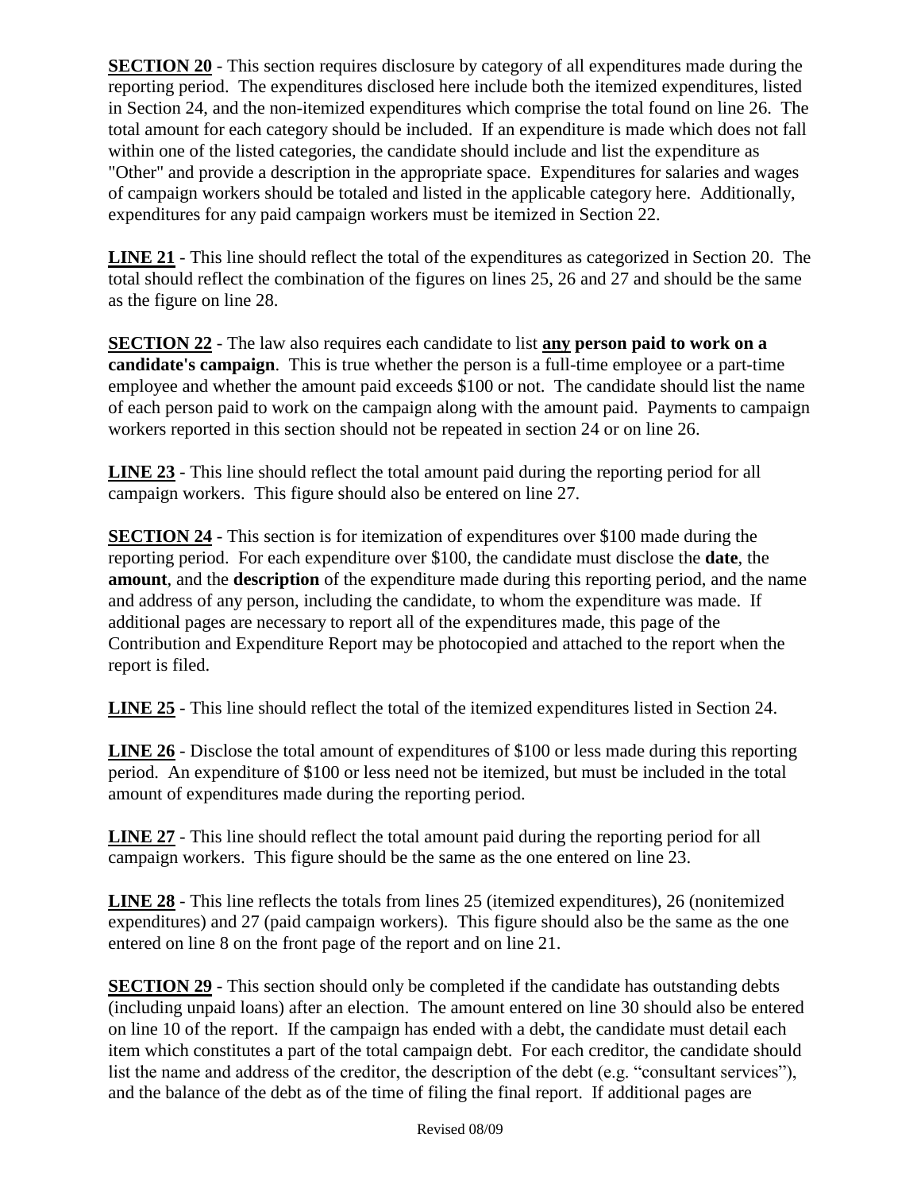**<u>SECTION 20</u>** - This section requires disclosure by category of all expenditures made during the reporting period. The expenditures disclosed here include both the itemized expenditures, listed in Section 24, and the non-itemized expenditures which comprise the total found on line 26. The total amount for each category should be included. If an expenditure is made which does not fall within one of the listed categories, the candidate should include and list the expenditure as "Other" and provide a description in the appropriate space. Expenditures for salaries and wages of campaign workers should be totaled and listed in the applicable category here. Additionally, expenditures for any paid campaign workers must be itemized in Section 22.

**<u>LINE 21</u>** - This line should reflect the total of the expenditures as categorized in Section 20. The total should reflect the combination of the figures on lines 25, 26 and 27 and should be the same as the figure on line 28.

**<u>SECTION 22</u>** - The law also requires each candidate to list **<u>any</u> person paid to work on a candidate's campaign**. This is true whether the person is a full-time employee or a part-time employee and whether the amount paid exceeds $100 or not. The candidate should list the name of each person paid to work on the campaign along with the amount paid. Payments to campaign workers reported in this section should not be repeated in section 24 or on line 26.

**<u>LINE 23</u>** - This line should reflect the total amount paid during the reporting period for all campaign workers. This figure should also be entered on line 27.

**<u>SECTION 24</u>** - This section is for itemization of expenditures over $100 made during the reporting period. For each expenditure over $100, the candidate must disclose the **date**, the **amount**, and the **description** of the expenditure made during this reporting period, and the name and address of any person, including the candidate, to whom the expenditure was made. If additional pages are necessary to report all of the expenditures made, this page of the Contribution and Expenditure Report may be photocopied and attached to the report when the report is filed.

**<u>LINE 25</u>** - This line should reflect the total of the itemized expenditures listed in Section 24.

**<u>LINE 26</u>** - Disclose the total amount of expenditures of $100 or less made during this reporting period. An expenditure of $100 or less need not be itemized, but must be included in the total amount of expenditures made during the reporting period.

**<u>LINE 27</u>** - This line should reflect the total amount paid during the reporting period for all campaign workers. This figure should be the same as the one entered on line 23.

**<u>LINE 28</u>** - This line reflects the totals from lines 25 (itemized expenditures), 26 (nonitemized expenditures) and 27 (paid campaign workers). This figure should also be the same as the one entered on line 8 on the front page of the report and on line 21.

**<u>SECTION 29</u>** - This section should only be completed if the candidate has outstanding debts (including unpaid loans) after an election. The amount entered on line 30 should also be entered on line 10 of the report. If the campaign has ended with a debt, the candidate must detail each item which constitutes a part of the total campaign debt. For each creditor, the candidate should list the name and address of the creditor, the description of the debt (e.g. "consultant services"), and the balance of the debt as of the time of filing the final report. If additional pages are

Revised 08/09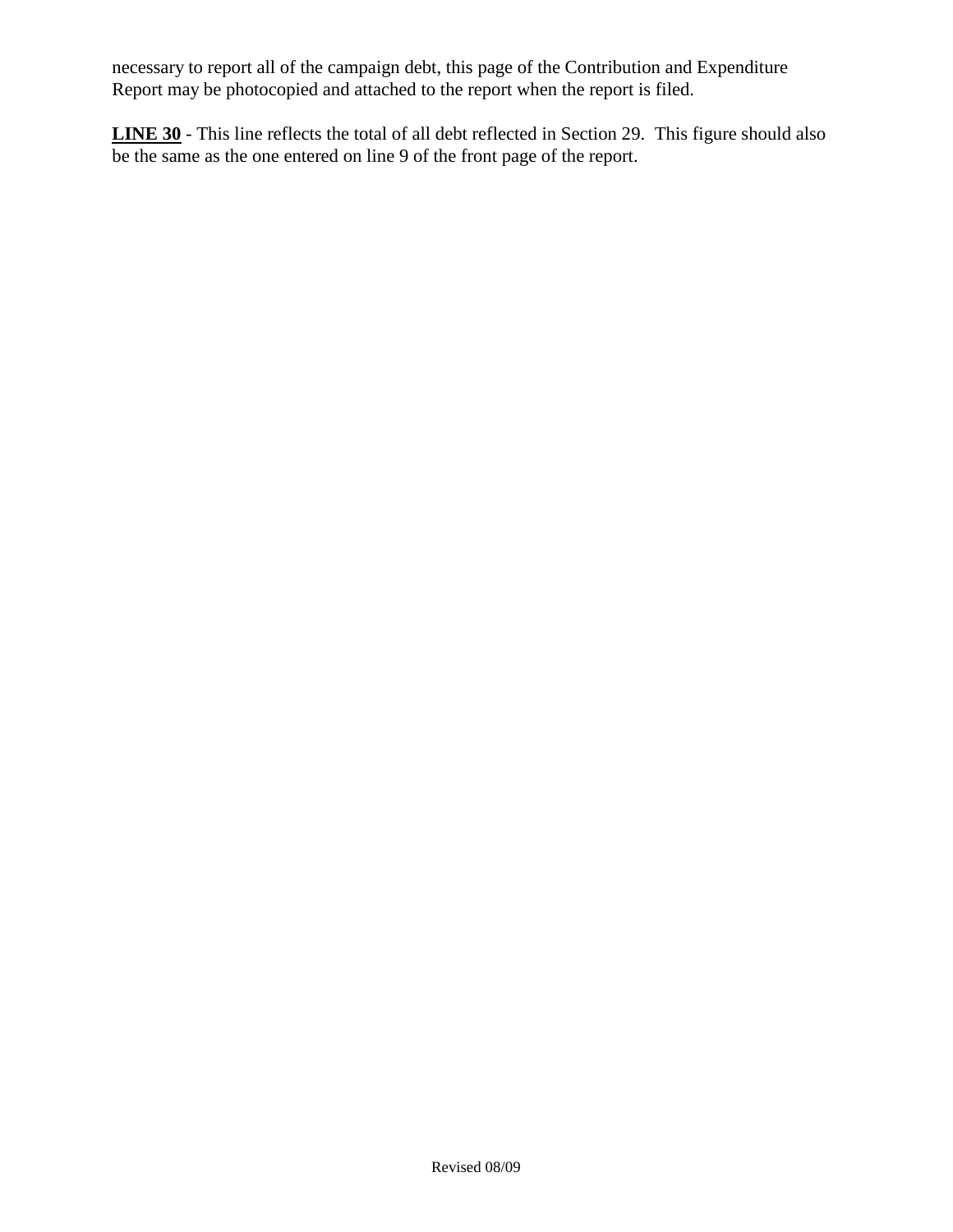necessary to report all of the campaign debt, this page of the Contribution and Expenditure Report may be photocopied and attached to the report when the report is filed.

**LINE 30** - This line reflects the total of all debt reflected in Section 29. This figure should also be the same as the one entered on line 9 of the front page of the report.

Revised 08/09